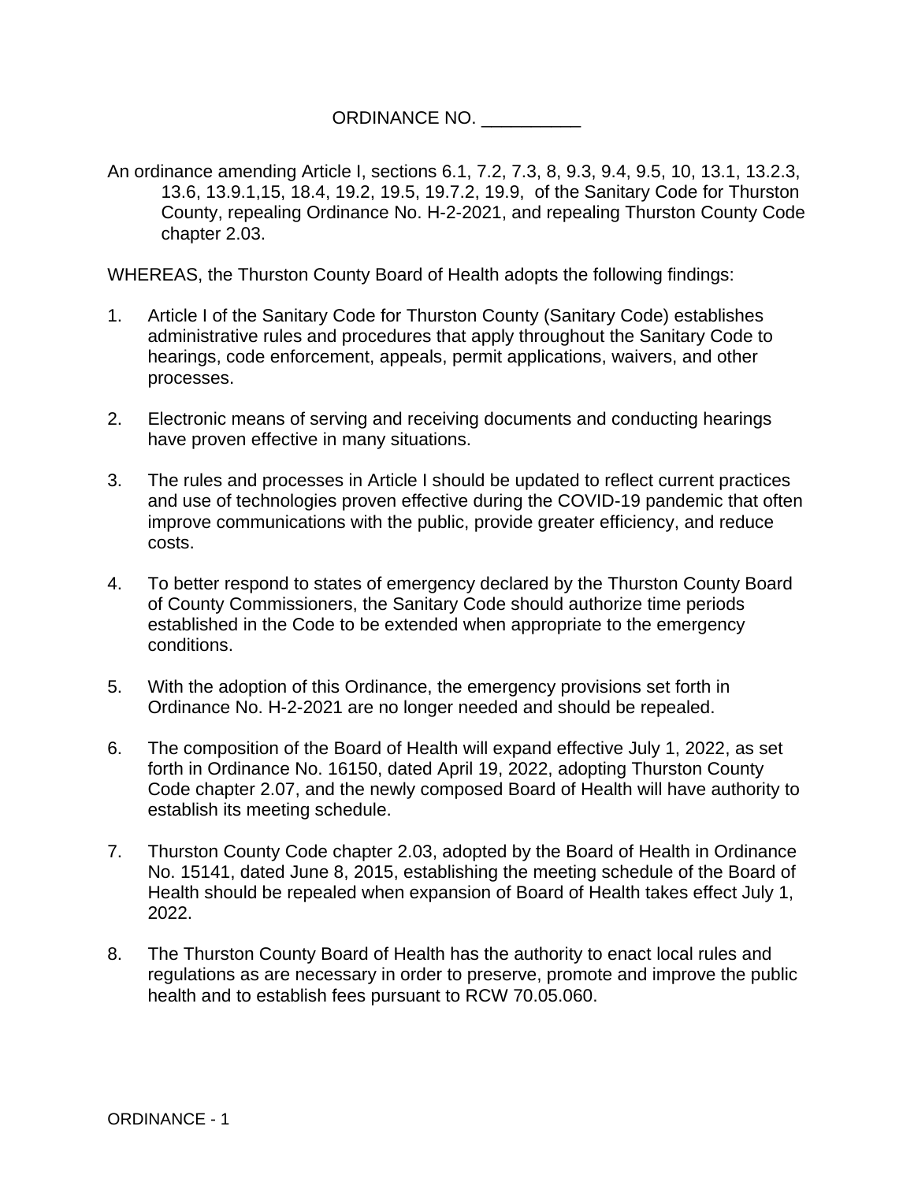ORDINANCE NO. __________

An ordinance amending Article I, sections 6.1, 7.2, 7.3, 8, 9.3, 9.4, 9.5, 10, 13.1, 13.2.3, 13.6, 13.9.1,15, 18.4, 19.2, 19.5, 19.7.2, 19.9, of the Sanitary Code for Thurston County, repealing Ordinance No. H-2-2021, and repealing Thurston County Code chapter 2.03.

WHEREAS, the Thurston County Board of Health adopts the following findings:

1. Article I of the Sanitary Code for Thurston County (Sanitary Code) establishes administrative rules and procedures that apply throughout the Sanitary Code to hearings, code enforcement, appeals, permit applications, waivers, and other processes.

2. Electronic means of serving and receiving documents and conducting hearings have proven effective in many situations.

3. The rules and processes in Article I should be updated to reflect current practices and use of technologies proven effective during the COVID-19 pandemic that often improve communications with the public, provide greater efficiency, and reduce costs.

4. To better respond to states of emergency declared by the Thurston County Board of County Commissioners, the Sanitary Code should authorize time periods established in the Code to be extended when appropriate to the emergency conditions.

5. With the adoption of this Ordinance, the emergency provisions set forth in Ordinance No. H-2-2021 are no longer needed and should be repealed.

6. The composition of the Board of Health will expand effective July 1, 2022, as set forth in Ordinance No. 16150, dated April 19, 2022, adopting Thurston County Code chapter 2.07, and the newly composed Board of Health will have authority to establish its meeting schedule.

7. Thurston County Code chapter 2.03, adopted by the Board of Health in Ordinance No. 15141, dated June 8, 2015, establishing the meeting schedule of the Board of Health should be repealed when expansion of Board of Health takes effect July 1, 2022.

8. The Thurston County Board of Health has the authority to enact local rules and regulations as are necessary in order to preserve, promote and improve the public health and to establish fees pursuant to RCW 70.05.060.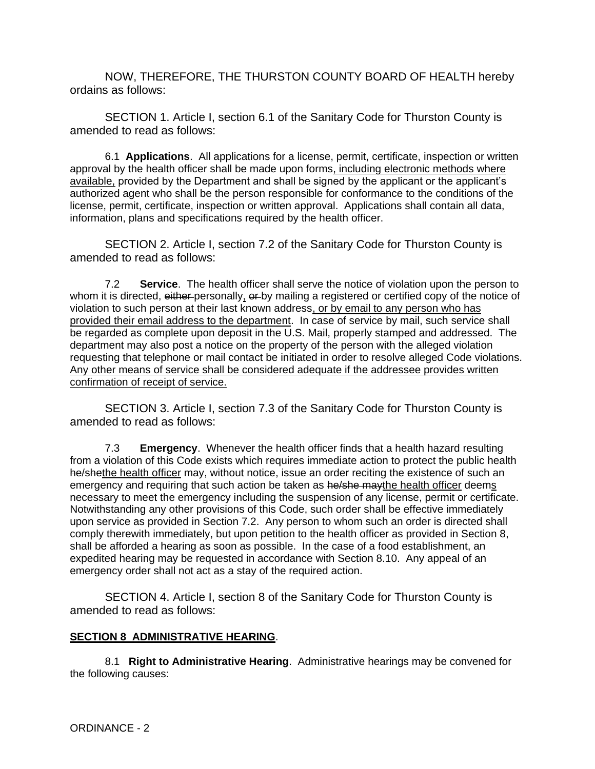NOW, THEREFORE, THE THURSTON COUNTY BOARD OF HEALTH hereby ordains as follows:

SECTION 1. Article I, section 6.1 of the Sanitary Code for Thurston County is amended to read as follows:

6.1 **Applications**. All applications for a license, permit, certificate, inspection or written approval by the health officer shall be made upon forms<u>, including electronic methods where available,</u> provided by the Department and shall be signed by the applicant or the applicant's authorized agent who shall be the person responsible for conformance to the conditions of the license, permit, certificate, inspection or written approval. Applications shall contain all data, information, plans and specifications required by the health officer.

SECTION 2. Article I, section 7.2 of the Sanitary Code for Thurston County is amended to read as follows:

7.2 **Service**. The health officer shall serve the notice of violation upon the person to whom it is directed, ~~either~~ personally<u>,</u> ~~or~~ by mailing a registered or certified copy of the notice of violation to such person at their last known address<u>, or by email to any person who has provided their email address to the department</u>. In case of service by mail, such service shall be regarded as complete upon deposit in the U.S. Mail, properly stamped and addressed. The department may also post a notice on the property of the person with the alleged violation requesting that telephone or mail contact be initiated in order to resolve alleged Code violations. <u>Any other means of service shall be considered adequate if the addressee provides written confirmation of receipt of service.</u>

SECTION 3. Article I, section 7.3 of the Sanitary Code for Thurston County is amended to read as follows:

7.3 **Emergency**. Whenever the health officer finds that a health hazard resulting from a violation of this Code exists which requires immediate action to protect the public health ~~he/she~~<u>the health officer</u> may, without notice, issue an order reciting the existence of such an emergency and requiring that such action be taken as ~~he/she may~~<u>the health officer</u> deem<u>s</u> necessary to meet the emergency including the suspension of any license, permit or certificate. Notwithstanding any other provisions of this Code, such order shall be effective immediately upon service as provided in Section 7.2. Any person to whom such an order is directed shall comply therewith immediately, but upon petition to the health officer as provided in Section 8, shall be afforded a hearing as soon as possible. In the case of a food establishment, an expedited hearing may be requested in accordance with Section 8.10. Any appeal of an emergency order shall not act as a stay of the required action.

SECTION 4. Article I, section 8 of the Sanitary Code for Thurston County is amended to read as follows:

**<u>SECTION 8 ADMINISTRATIVE HEARING</u>**.

8.1 **Right to Administrative Hearing**. Administrative hearings may be convened for the following causes: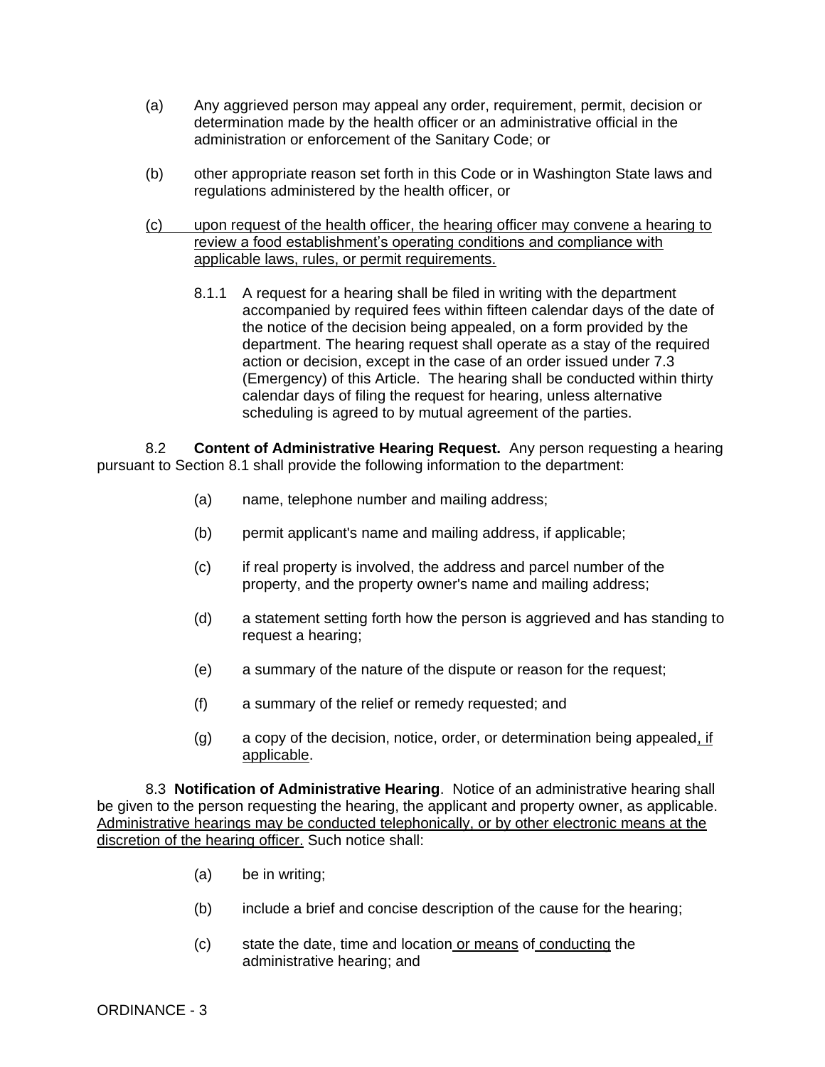(a) Any aggrieved person may appeal any order, requirement, permit, decision or determination made by the health officer or an administrative official in the administration or enforcement of the Sanitary Code; or

(b) other appropriate reason set forth in this Code or in Washington State laws and regulations administered by the health officer, or

<u>(c) upon request of the health officer, the hearing officer may convene a hearing to review a food establishment's operating conditions and compliance with applicable laws, rules, or permit requirements.</u>

8.1.1 A request for a hearing shall be filed in writing with the department accompanied by required fees within fifteen calendar days of the date of the notice of the decision being appealed, on a form provided by the department. The hearing request shall operate as a stay of the required action or decision, except in the case of an order issued under 7.3 (Emergency) of this Article. The hearing shall be conducted within thirty calendar days of filing the request for hearing, unless alternative scheduling is agreed to by mutual agreement of the parties.

8.2 **Content of Administrative Hearing Request.** Any person requesting a hearing pursuant to Section 8.1 shall provide the following information to the department:

(a) name, telephone number and mailing address;

(b) permit applicant's name and mailing address, if applicable;

(c) if real property is involved, the address and parcel number of the property, and the property owner's name and mailing address;

(d) a statement setting forth how the person is aggrieved and has standing to request a hearing;

(e) a summary of the nature of the dispute or reason for the request;

(f) a summary of the relief or remedy requested; and

(g) a copy of the decision, notice, order, or determination being appealed<u>, if applicable</u>.

8.3 **Notification of Administrative Hearing**. Notice of an administrative hearing shall be given to the person requesting the hearing, the applicant and property owner, as applicable. <u>Administrative hearings may be conducted telephonically, or by other electronic means at the discretion of the hearing officer.</u> Such notice shall:

(a) be in writing;

(b) include a brief and concise description of the cause for the hearing;

(c) state the date, time and location<u> or means</u> of<u> conducting</u> the administrative hearing; and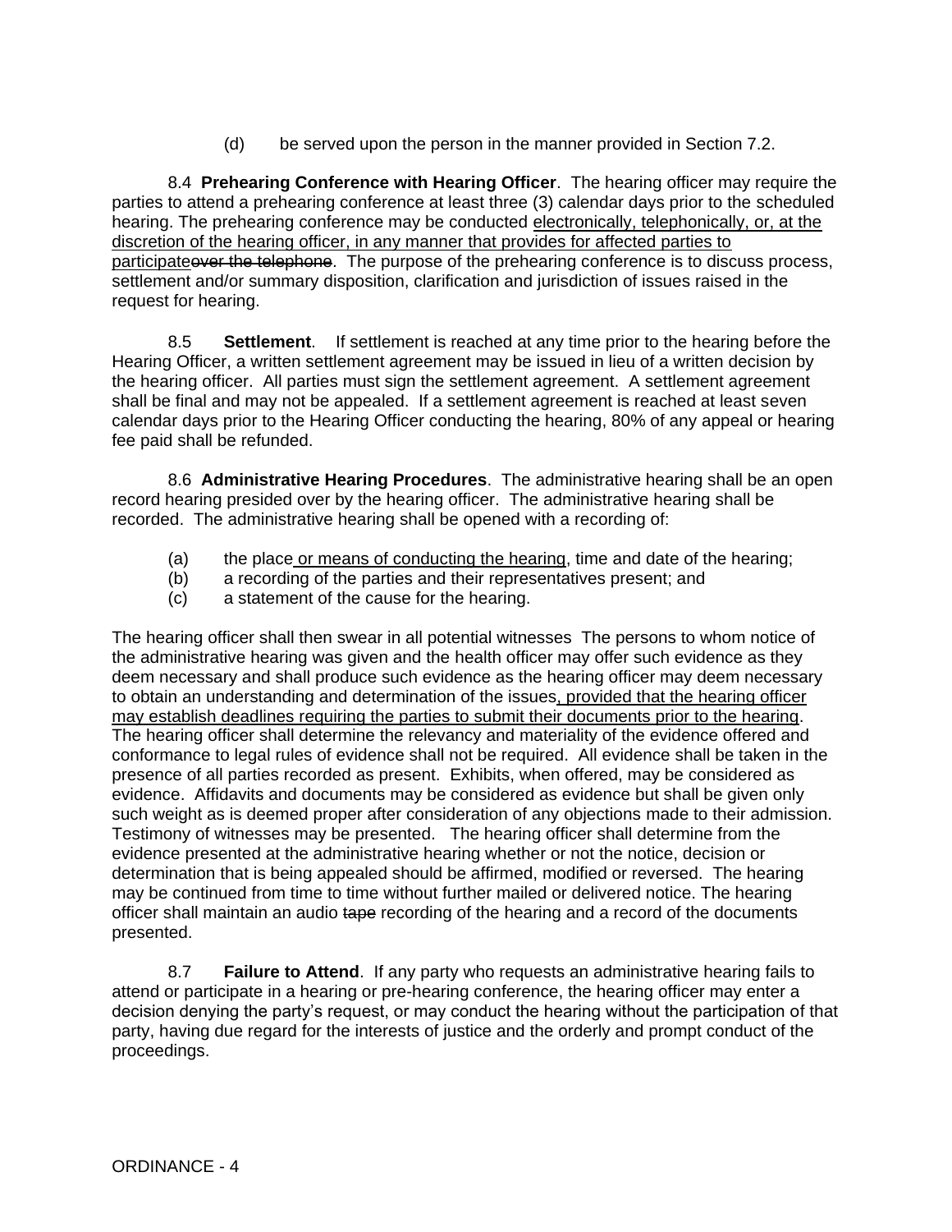(d) be served upon the person in the manner provided in Section 7.2.

8.4 **Prehearing Conference with Hearing Officer**. The hearing officer may require the parties to attend a prehearing conference at least three (3) calendar days prior to the scheduled hearing. The prehearing conference may be conducted <u>electronically, telephonically, or, at the discretion of the hearing officer, in any manner that provides for affected parties to participate</u>~~over the telephone~~. The purpose of the prehearing conference is to discuss process, settlement and/or summary disposition, clarification and jurisdiction of issues raised in the request for hearing.

8.5 **Settlement**. If settlement is reached at any time prior to the hearing before the Hearing Officer, a written settlement agreement may be issued in lieu of a written decision by the hearing officer. All parties must sign the settlement agreement. A settlement agreement shall be final and may not be appealed. If a settlement agreement is reached at least seven calendar days prior to the Hearing Officer conducting the hearing, 80% of any appeal or hearing fee paid shall be refunded.

8.6 **Administrative Hearing Procedures**. The administrative hearing shall be an open record hearing presided over by the hearing officer. The administrative hearing shall be recorded. The administrative hearing shall be opened with a recording of:

(a) the place<u> or means of conducting the hearing</u>, time and date of the hearing;
(b) a recording of the parties and their representatives present; and
(c) a statement of the cause for the hearing.

The hearing officer shall then swear in all potential witnesses The persons to whom notice of the administrative hearing was given and the health officer may offer such evidence as they deem necessary and shall produce such evidence as the hearing officer may deem necessary to obtain an understanding and determination of the issues<u>, provided that the hearing officer may establish deadlines requiring the parties to submit their documents prior to the hearing</u>. The hearing officer shall determine the relevancy and materiality of the evidence offered and conformance to legal rules of evidence shall not be required. All evidence shall be taken in the presence of all parties recorded as present. Exhibits, when offered, may be considered as evidence. Affidavits and documents may be considered as evidence but shall be given only such weight as is deemed proper after consideration of any objections made to their admission. Testimony of witnesses may be presented. The hearing officer shall determine from the evidence presented at the administrative hearing whether or not the notice, decision or determination that is being appealed should be affirmed, modified or reversed. The hearing may be continued from time to time without further mailed or delivered notice. The hearing officer shall maintain an audio ~~tape~~ recording of the hearing and a record of the documents presented.

8.7 **Failure to Attend**. If any party who requests an administrative hearing fails to attend or participate in a hearing or pre-hearing conference, the hearing officer may enter a decision denying the party's request, or may conduct the hearing without the participation of that party, having due regard for the interests of justice and the orderly and prompt conduct of the proceedings.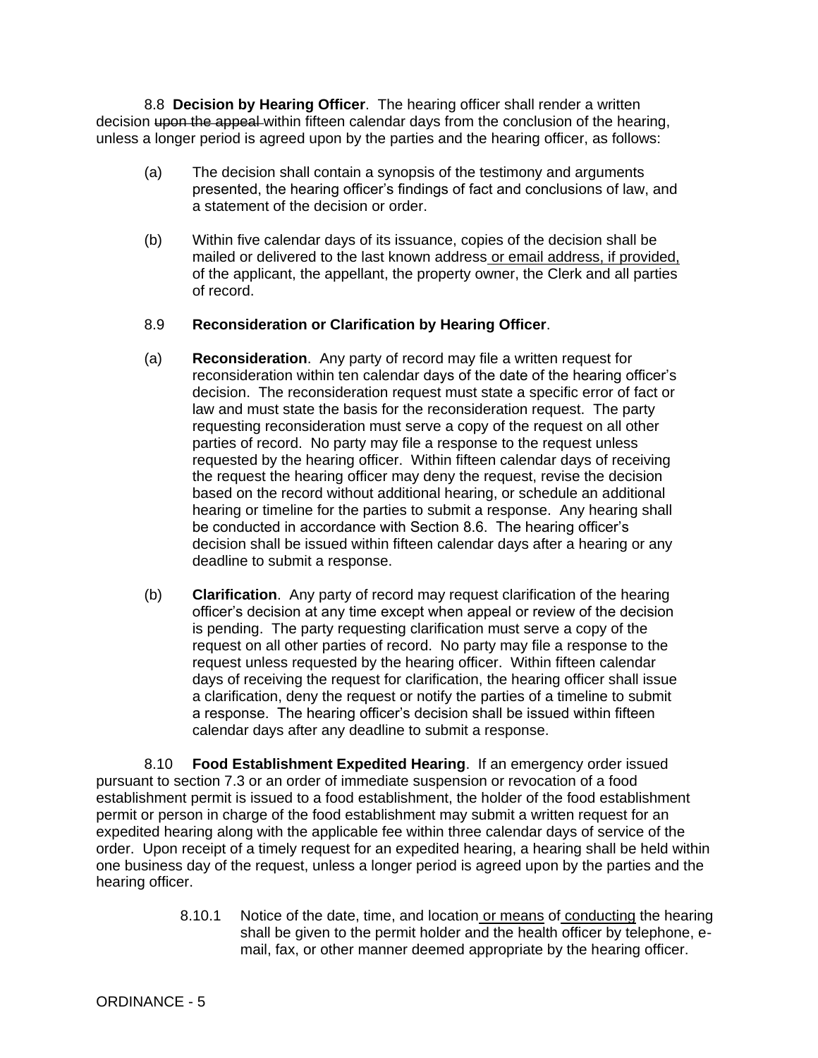8.8 **Decision by Hearing Officer**. The hearing officer shall render a written decision ~~upon the appeal~~ within fifteen calendar days from the conclusion of the hearing, unless a longer period is agreed upon by the parties and the hearing officer, as follows:

(a) The decision shall contain a synopsis of the testimony and arguments presented, the hearing officer's findings of fact and conclusions of law, and a statement of the decision or order.

(b) Within five calendar days of its issuance, copies of the decision shall be mailed or delivered to the last known address <u>or email address, if provided,</u> of the applicant, the appellant, the property owner, the Clerk and all parties of record.

8.9 **Reconsideration or Clarification by Hearing Officer**.

(a) **Reconsideration**. Any party of record may file a written request for reconsideration within ten calendar days of the date of the hearing officer's decision. The reconsideration request must state a specific error of fact or law and must state the basis for the reconsideration request. The party requesting reconsideration must serve a copy of the request on all other parties of record. No party may file a response to the request unless requested by the hearing officer. Within fifteen calendar days of receiving the request the hearing officer may deny the request, revise the decision based on the record without additional hearing, or schedule an additional hearing or timeline for the parties to submit a response. Any hearing shall be conducted in accordance with Section 8.6. The hearing officer's decision shall be issued within fifteen calendar days after a hearing or any deadline to submit a response.

(b) **Clarification**. Any party of record may request clarification of the hearing officer's decision at any time except when appeal or review of the decision is pending. The party requesting clarification must serve a copy of the request on all other parties of record. No party may file a response to the request unless requested by the hearing officer. Within fifteen calendar days of receiving the request for clarification, the hearing officer shall issue a clarification, deny the request or notify the parties of a timeline to submit a response. The hearing officer's decision shall be issued within fifteen calendar days after any deadline to submit a response.

8.10 **Food Establishment Expedited Hearing**. If an emergency order issued pursuant to section 7.3 or an order of immediate suspension or revocation of a food establishment permit is issued to a food establishment, the holder of the food establishment permit or person in charge of the food establishment may submit a written request for an expedited hearing along with the applicable fee within three calendar days of service of the order. Upon receipt of a timely request for an expedited hearing, a hearing shall be held within one business day of the request, unless a longer period is agreed upon by the parties and the hearing officer.

8.10.1 Notice of the date, time, and location <u>or means</u> of <u>conducting</u> the hearing shall be given to the permit holder and the health officer by telephone, e-mail, fax, or other manner deemed appropriate by the hearing officer.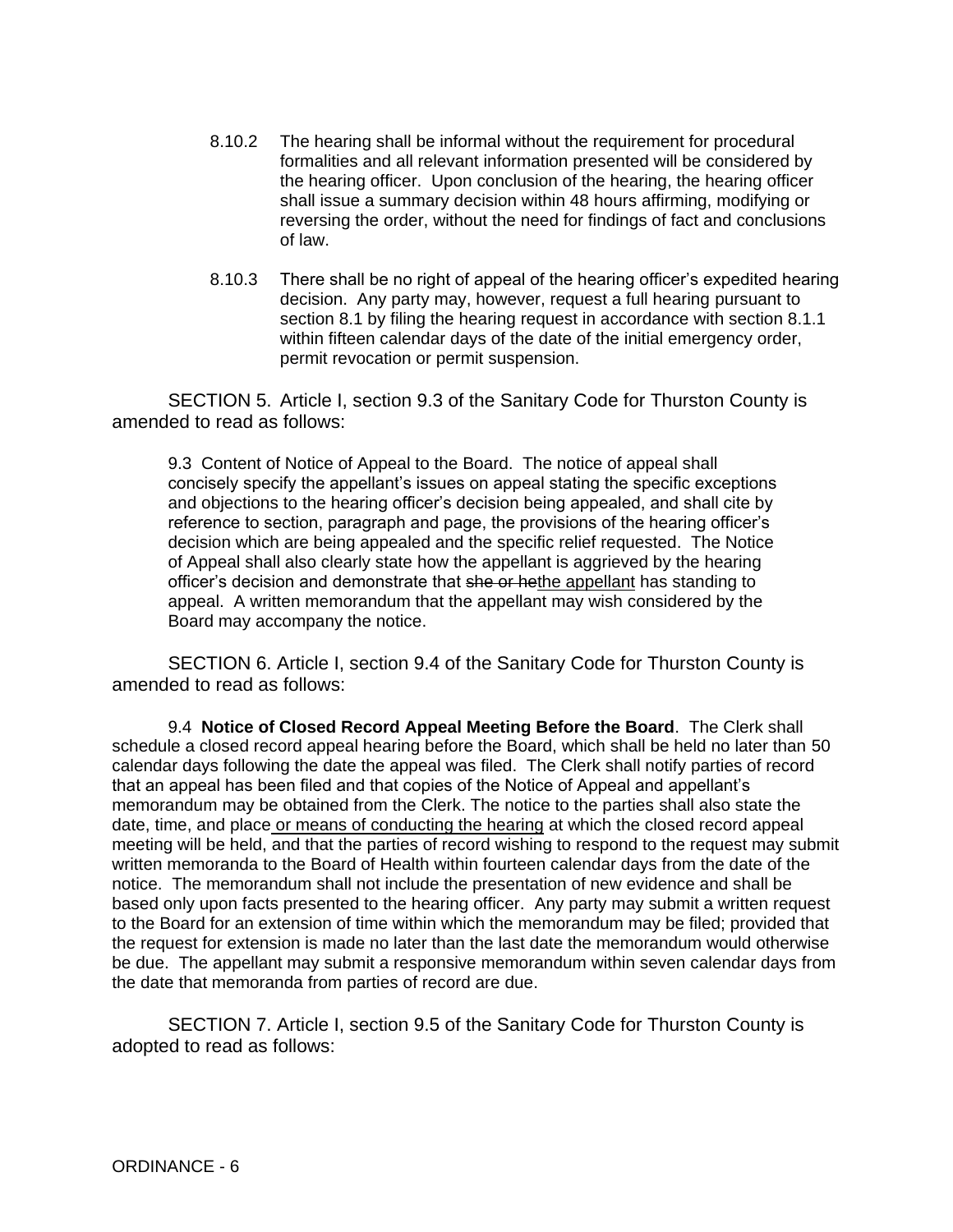8.10.2 The hearing shall be informal without the requirement for procedural formalities and all relevant information presented will be considered by the hearing officer. Upon conclusion of the hearing, the hearing officer shall issue a summary decision within 48 hours affirming, modifying or reversing the order, without the need for findings of fact and conclusions of law.

8.10.3 There shall be no right of appeal of the hearing officer's expedited hearing decision. Any party may, however, request a full hearing pursuant to section 8.1 by filing the hearing request in accordance with section 8.1.1 within fifteen calendar days of the date of the initial emergency order, permit revocation or permit suspension.

SECTION 5. Article I, section 9.3 of the Sanitary Code for Thurston County is amended to read as follows:

9.3 Content of Notice of Appeal to the Board. The notice of appeal shall concisely specify the appellant's issues on appeal stating the specific exceptions and objections to the hearing officer's decision being appealed, and shall cite by reference to section, paragraph and page, the provisions of the hearing officer's decision which are being appealed and the specific relief requested. The Notice of Appeal shall also clearly state how the appellant is aggrieved by the hearing officer's decision and demonstrate that ~~she or he~~<u>the appellant</u> has standing to appeal. A written memorandum that the appellant may wish considered by the Board may accompany the notice.

SECTION 6. Article I, section 9.4 of the Sanitary Code for Thurston County is amended to read as follows:

9.4 **Notice of Closed Record Appeal Meeting Before the Board**. The Clerk shall schedule a closed record appeal hearing before the Board, which shall be held no later than 50 calendar days following the date the appeal was filed. The Clerk shall notify parties of record that an appeal has been filed and that copies of the Notice of Appeal and appellant's memorandum may be obtained from the Clerk. The notice to the parties shall also state the date, time, and place<u> or means of conducting the hearing</u> at which the closed record appeal meeting will be held, and that the parties of record wishing to respond to the request may submit written memoranda to the Board of Health within fourteen calendar days from the date of the notice. The memorandum shall not include the presentation of new evidence and shall be based only upon facts presented to the hearing officer. Any party may submit a written request to the Board for an extension of time within which the memorandum may be filed; provided that the request for extension is made no later than the last date the memorandum would otherwise be due. The appellant may submit a responsive memorandum within seven calendar days from the date that memoranda from parties of record are due.

SECTION 7. Article I, section 9.5 of the Sanitary Code for Thurston County is adopted to read as follows: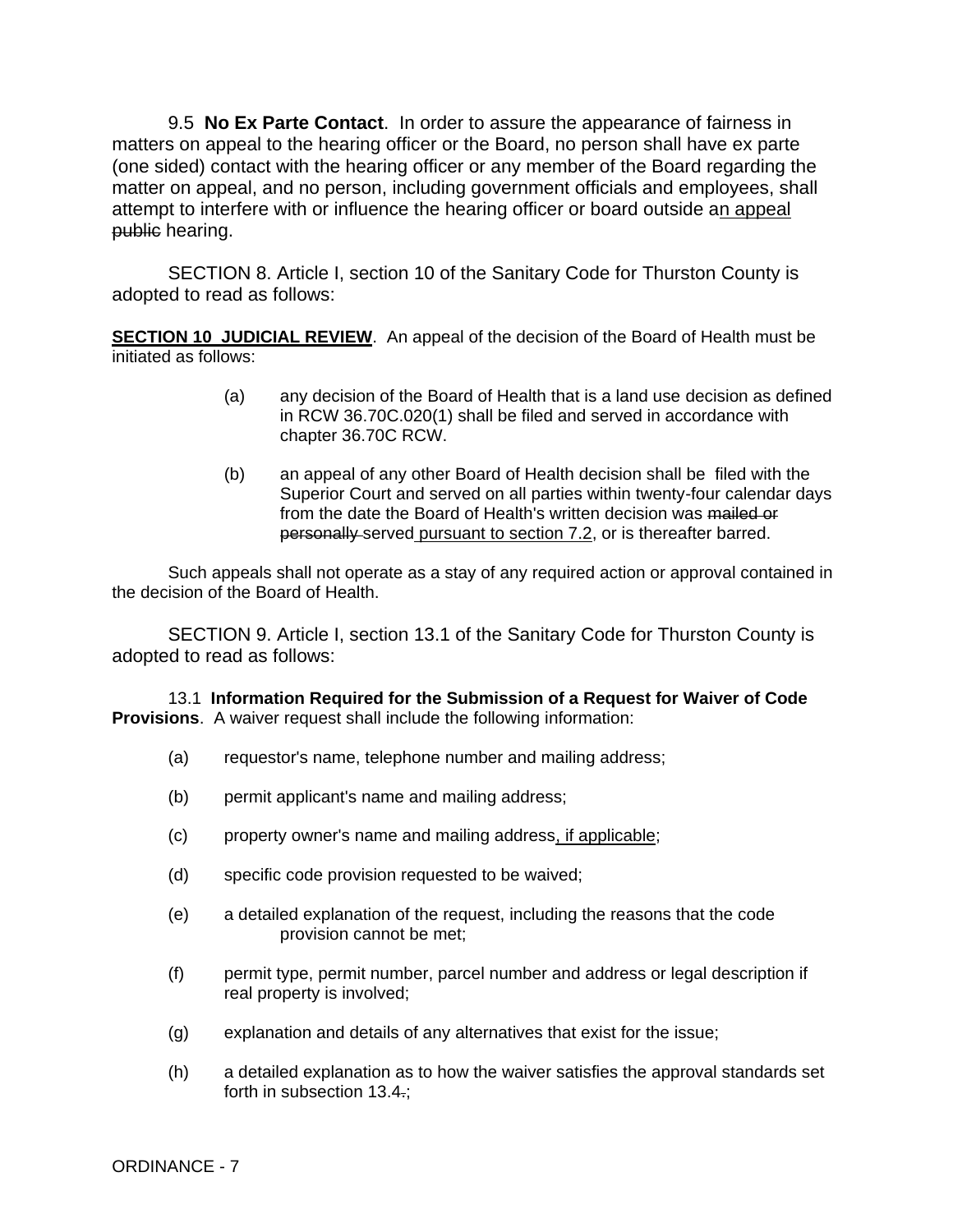9.5 **No Ex Parte Contact**. In order to assure the appearance of fairness in matters on appeal to the hearing officer or the Board, no person shall have ex parte (one sided) contact with the hearing officer or any member of the Board regarding the matter on appeal, and no person, including government officials and employees, shall attempt to interfere with or influence the hearing officer or board outside a<u>n appeal</u> ~~public~~ hearing.

SECTION 8. Article I, section 10 of the Sanitary Code for Thurston County is adopted to read as follows:

<u>**SECTION 10 JUDICIAL REVIEW**</u>. An appeal of the decision of the Board of Health must be initiated as follows:

(a) any decision of the Board of Health that is a land use decision as defined in RCW 36.70C.020(1) shall be filed and served in accordance with chapter 36.70C RCW.

(b) an appeal of any other Board of Health decision shall be filed with the Superior Court and served on all parties within twenty-four calendar days from the date the Board of Health's written decision was ~~mailed or personally~~ served<u> pursuant to section 7.2</u>, or is thereafter barred.

Such appeals shall not operate as a stay of any required action or approval contained in the decision of the Board of Health.

SECTION 9. Article I, section 13.1 of the Sanitary Code for Thurston County is adopted to read as follows:

13.1 **Information Required for the Submission of a Request for Waiver of Code Provisions**. A waiver request shall include the following information:

(a) requestor's name, telephone number and mailing address;

(b) permit applicant's name and mailing address;

(c) property owner's name and mailing address<u>, if applicable</u>;

(d) specific code provision requested to be waived;

(e) a detailed explanation of the request, including the reasons that the code provision cannot be met;

(f) permit type, permit number, parcel number and address or legal description if real property is involved;

(g) explanation and details of any alternatives that exist for the issue;

(h) a detailed explanation as to how the waiver satisfies the approval standards set forth in subsection 13.4~~.~~;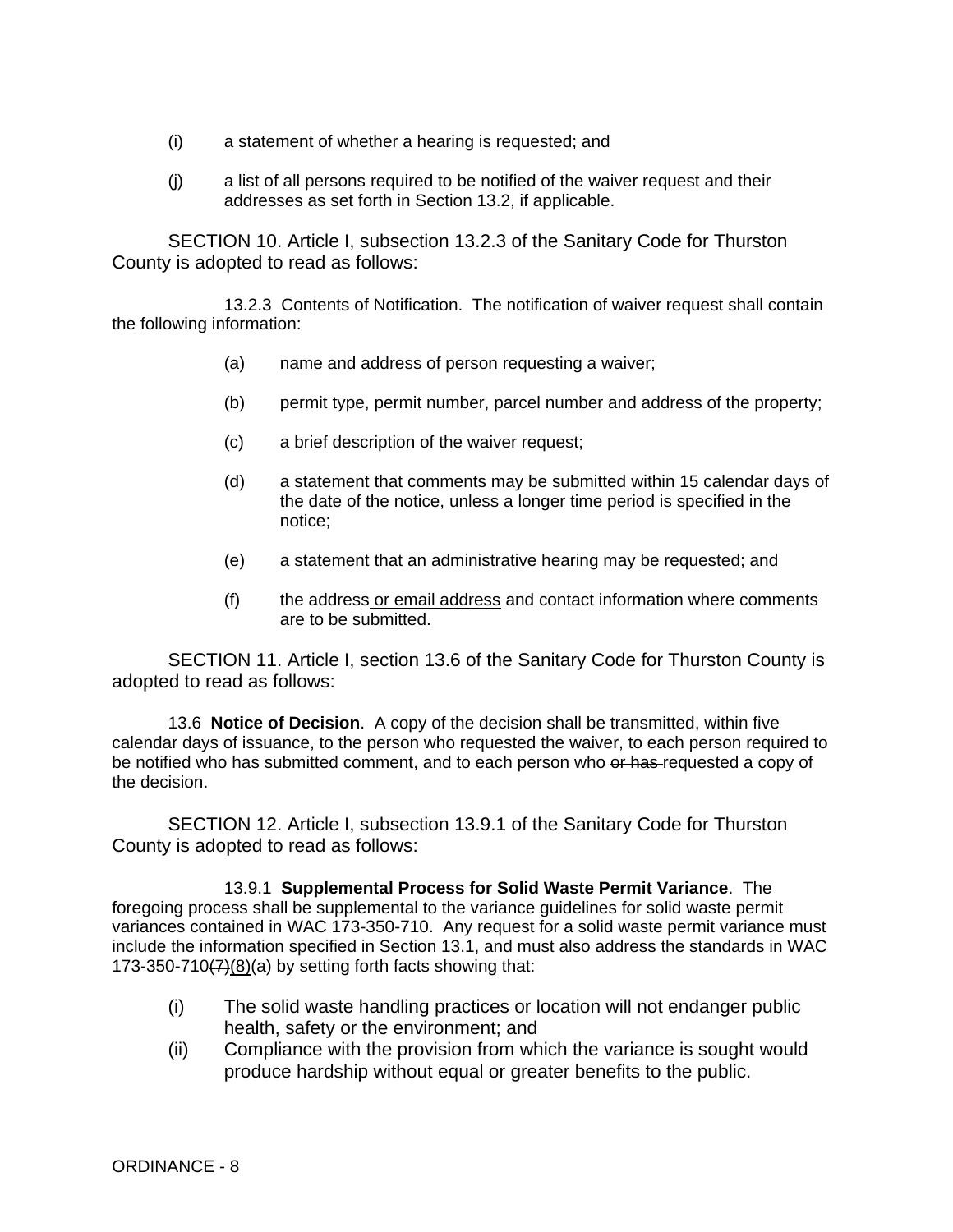(i) a statement of whether a hearing is requested; and

(j) a list of all persons required to be notified of the waiver request and their addresses as set forth in Section 13.2, if applicable.

SECTION 10. Article I, subsection 13.2.3 of the Sanitary Code for Thurston County is adopted to read as follows:

13.2.3 Contents of Notification. The notification of waiver request shall contain the following information:

(a) name and address of person requesting a waiver;

(b) permit type, permit number, parcel number and address of the property;

(c) a brief description of the waiver request;

(d) a statement that comments may be submitted within 15 calendar days of the date of the notice, unless a longer time period is specified in the notice;

(e) a statement that an administrative hearing may be requested; and

(f) the address <u>or email address</u> and contact information where comments are to be submitted.

SECTION 11. Article I, section 13.6 of the Sanitary Code for Thurston County is adopted to read as follows:

13.6 **Notice of Decision**. A copy of the decision shall be transmitted, within five calendar days of issuance, to the person who requested the waiver, to each person required to be notified who has submitted comment, and to each person who ~~or has~~ requested a copy of the decision.

SECTION 12. Article I, subsection 13.9.1 of the Sanitary Code for Thurston County is adopted to read as follows:

13.9.1 **Supplemental Process for Solid Waste Permit Variance**. The foregoing process shall be supplemental to the variance guidelines for solid waste permit variances contained in WAC 173-350-710. Any request for a solid waste permit variance must include the information specified in Section 13.1, and must also address the standards in WAC 173-350-710~~(7)~~<u>(8)</u>(a) by setting forth facts showing that:

(i) The solid waste handling practices or location will not endanger public health, safety or the environment; and

(ii) Compliance with the provision from which the variance is sought would produce hardship without equal or greater benefits to the public.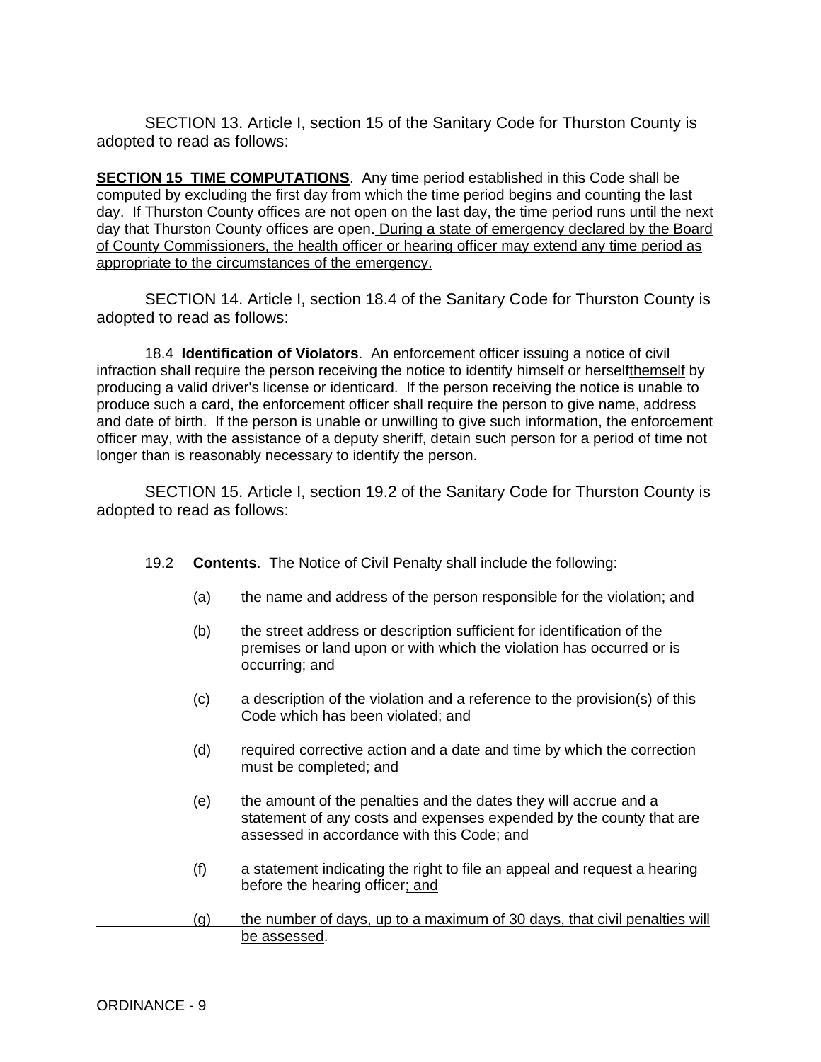SECTION 13. Article I, section 15 of the Sanitary Code for Thurston County is adopted to read as follows:

<u>**SECTION 15 TIME COMPUTATIONS**</u>. Any time period established in this Code shall be computed by excluding the first day from which the time period begins and counting the last day. If Thurston County offices are not open on the last day, the time period runs until the next day that Thurston County offices are open. <u>During a state of emergency declared by the Board of County Commissioners, the health officer or hearing officer may extend any time period as appropriate to the circumstances of the emergency.</u>

SECTION 14. Article I, section 18.4 of the Sanitary Code for Thurston County is adopted to read as follows:

18.4 **Identification of Violators**. An enforcement officer issuing a notice of civil infraction shall require the person receiving the notice to identify ~~himself or herself~~<u>themself</u> by producing a valid driver's license or identicard. If the person receiving the notice is unable to produce such a card, the enforcement officer shall require the person to give name, address and date of birth. If the person is unable or unwilling to give such information, the enforcement officer may, with the assistance of a deputy sheriff, detain such person for a period of time not longer than is reasonably necessary to identify the person.

SECTION 15. Article I, section 19.2 of the Sanitary Code for Thurston County is adopted to read as follows:

19.2 **Contents**. The Notice of Civil Penalty shall include the following:

(a) the name and address of the person responsible for the violation; and

(b) the street address or description sufficient for identification of the premises or land upon or with which the violation has occurred or is occurring; and

(c) a description of the violation and a reference to the provision(s) of this Code which has been violated; and

(d) required corrective action and a date and time by which the correction must be completed; and

(e) the amount of the penalties and the dates they will accrue and a statement of any costs and expenses expended by the county that are assessed in accordance with this Code; and

(f) a statement indicating the right to file an appeal and request a hearing before the hearing officer<u>; and</u>

<u>(g) the number of days, up to a maximum of 30 days, that civil penalties will be assessed</u>.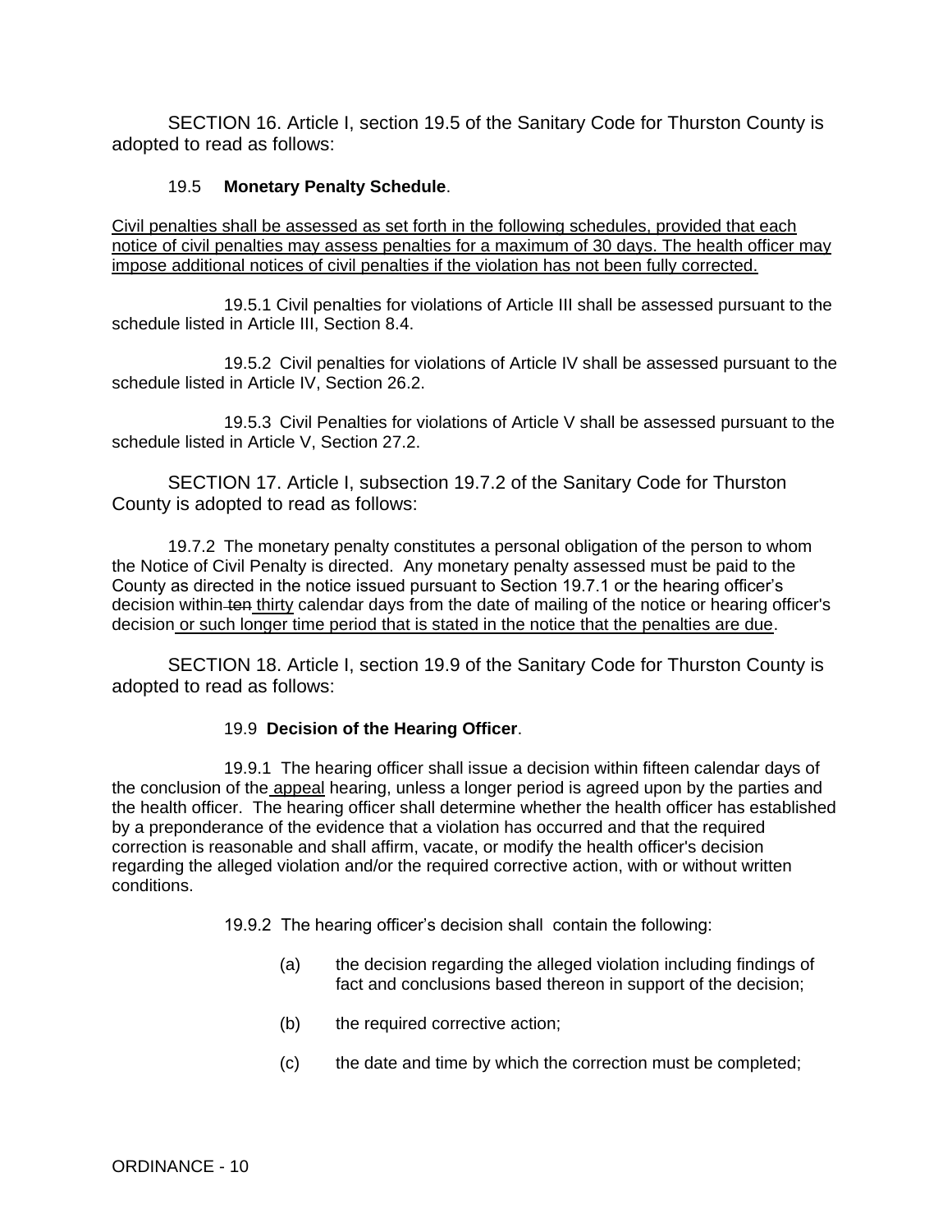SECTION 16. Article I, section 19.5 of the Sanitary Code for Thurston County is adopted to read as follows:

19.5 **Monetary Penalty Schedule**.

<u>Civil penalties shall be assessed as set forth in the following schedules, provided that each notice of civil penalties may assess penalties for a maximum of 30 days. The health officer may impose additional notices of civil penalties if the violation has not been fully corrected.</u>

19.5.1 Civil penalties for violations of Article III shall be assessed pursuant to the schedule listed in Article III, Section 8.4.

19.5.2 Civil penalties for violations of Article IV shall be assessed pursuant to the schedule listed in Article IV, Section 26.2.

19.5.3 Civil Penalties for violations of Article V shall be assessed pursuant to the schedule listed in Article V, Section 27.2.

SECTION 17. Article I, subsection 19.7.2 of the Sanitary Code for Thurston County is adopted to read as follows:

19.7.2 The monetary penalty constitutes a personal obligation of the person to whom the Notice of Civil Penalty is directed. Any monetary penalty assessed must be paid to the County as directed in the notice issued pursuant to Section 19.7.1 or the hearing officer's decision within ~~ten~~ <u>thirty</u> calendar days from the date of mailing of the notice or hearing officer's decision <u>or such longer time period that is stated in the notice that the penalties are due</u>.

SECTION 18. Article I, section 19.9 of the Sanitary Code for Thurston County is adopted to read as follows:

19.9 **Decision of the Hearing Officer**.

19.9.1 The hearing officer shall issue a decision within fifteen calendar days of the conclusion of the <u>appeal</u> hearing, unless a longer period is agreed upon by the parties and the health officer. The hearing officer shall determine whether the health officer has established by a preponderance of the evidence that a violation has occurred and that the required correction is reasonable and shall affirm, vacate, or modify the health officer's decision regarding the alleged violation and/or the required corrective action, with or without written conditions.

19.9.2 The hearing officer's decision shall contain the following:

(a) the decision regarding the alleged violation including findings of fact and conclusions based thereon in support of the decision;

(b) the required corrective action;

(c) the date and time by which the correction must be completed;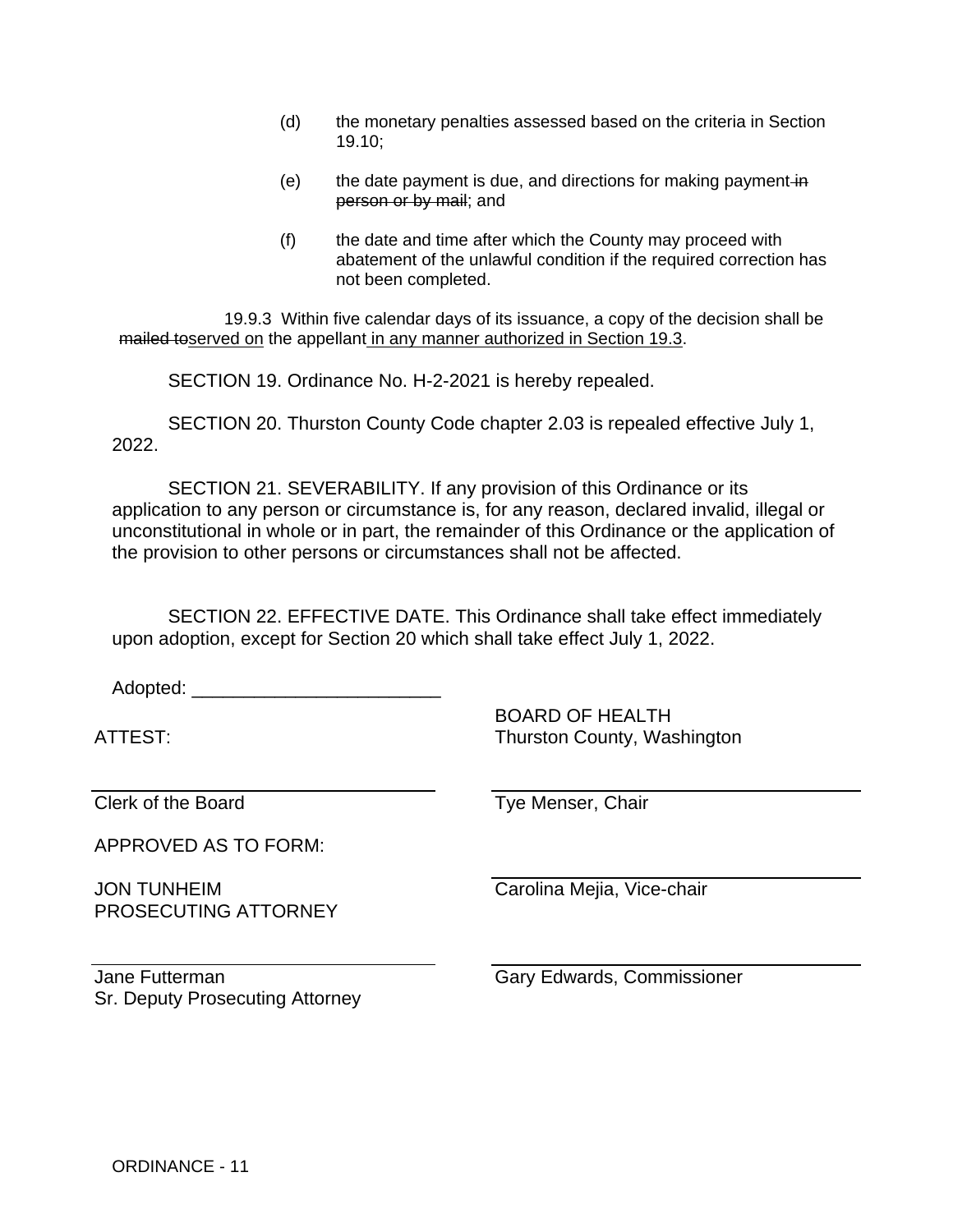(d) the monetary penalties assessed based on the criteria in Section 19.10;

(e) the date payment is due, and directions for making payment ~~in person or by mail~~; and

(f) the date and time after which the County may proceed with abatement of the unlawful condition if the required correction has not been completed.

19.9.3 Within five calendar days of its issuance, a copy of the decision shall be ~~mailed to~~<u>served on</u> the appellant<u> in any manner authorized in Section 19.3</u>.

SECTION 19. Ordinance No. H-2-2021 is hereby repealed.

SECTION 20. Thurston County Code chapter 2.03 is repealed effective July 1, 2022.

SECTION 21. SEVERABILITY. If any provision of this Ordinance or its application to any person or circumstance is, for any reason, declared invalid, illegal or unconstitutional in whole or in part, the remainder of this Ordinance or the application of the provision to other persons or circumstances shall not be affected.

SECTION 22. EFFECTIVE DATE. This Ordinance shall take effect immediately upon adoption, except for Section 20 which shall take effect July 1, 2022.

Adopted: ________________________

BOARD OF HEALTH
Thurston County, Washington

ATTEST:

______________________________
Clerk of the Board

______________________________
Tye Menser, Chair

APPROVED AS TO FORM:

JON TUNHEIM
PROSECUTING ATTORNEY

______________________________
Carolina Mejia, Vice-chair

______________________________
Jane Futterman
Sr. Deputy Prosecuting Attorney

______________________________
Gary Edwards, Commissioner

ORDINANCE - 11